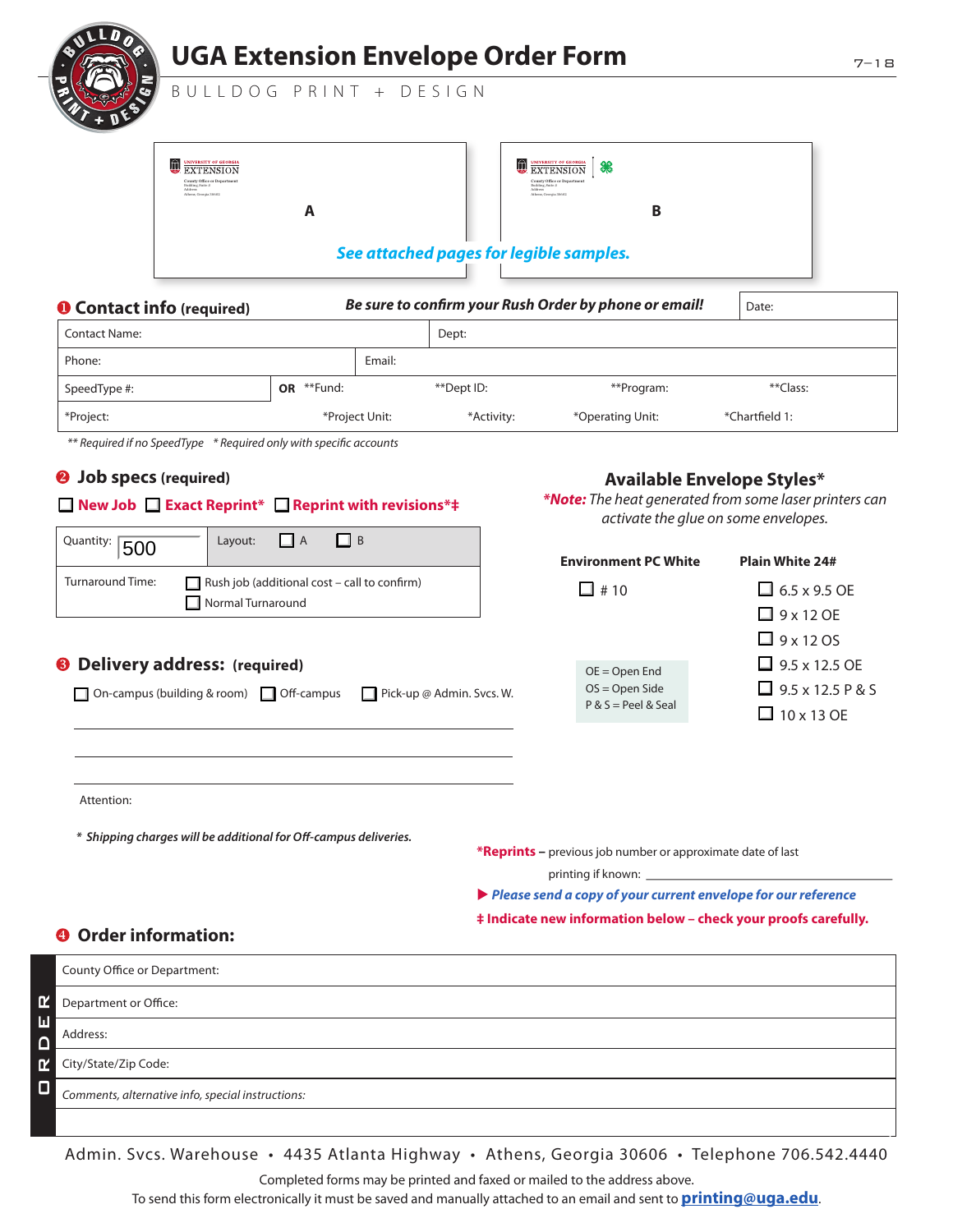# UGA Extension Envelope Order Form

BULLDOG PRINT + DESIGN

7–18

A

B

*See attached pages for legible samples.*

## ❶ Contact info (required)

***Be sure to confirm your Rush Order by phone or email!***

Date:

| Contact Name: | | Dept: | | |
|---|---|---|---|---|
| Phone: | | Email: | | |
| SpeedType #: | **OR** **Fund: | **Dept ID: | **Program: | **Class: |
| *Project: | *Project Unit: | *Activity: | *Operating Unit: | *Chartfield 1: |

*** Required if no SpeedType   * Required only with specific accounts*

## ❷ Job specs (required)

☐ **New Job** ☐ **Exact Reprint*** ☐ **Reprint with revisions*‡**

| Quantity: 500 | Layout: ☐ A ☐ B |
|---|---|
| Turnaround Time: | ☐ Rush job (additional cost – call to confirm)<br>☐ Normal Turnaround |

## Available Envelope Styles*

***Note:** The heat generated from some laser printers can activate the glue on some envelopes.*

| Environment PC White | Plain White 24# |
|---|---|
| ☐ # 10 | ☐ 6.5 x 9.5 OE |
| | ☐ 9 x 12 OE |
| | ☐ 9 x 12 OS |
| | ☐ 9.5 x 12.5 OE |
| | ☐ 9.5 x 12.5 P & S |
| | ☐ 10 x 13 OE |

OE = Open End
OS = Open Side
P & S = Peel & Seal

## ❸ Delivery address: (required)

☐ On-campus (building & room) ☐ Off-campus ☐ Pick-up @ Admin. Svcs. W.

Attention:

*\* Shipping charges will be additional for Off-campus deliveries.*

***Reprints** – previous job number or approximate date of last printing if known: ______________________

▶ ***Please send a copy of your current envelope for our reference***

**‡ Indicate new information below – check your proofs carefully.**

## ❹ Order information:

ORDER

| County Office or Department: |
|---|
| Department or Office: |
| Address: |
| City/State/Zip Code: |
| *Comments, alternative info, special instructions:* |
| |

Admin. Svcs. Warehouse • 4435 Atlanta Highway • Athens, Georgia 30606 • Telephone 706.542.4440

Completed forms may be printed and faxed or mailed to the address above.
To send this form electronically it must be saved and manually attached to an email and sent to **printing@uga.edu**.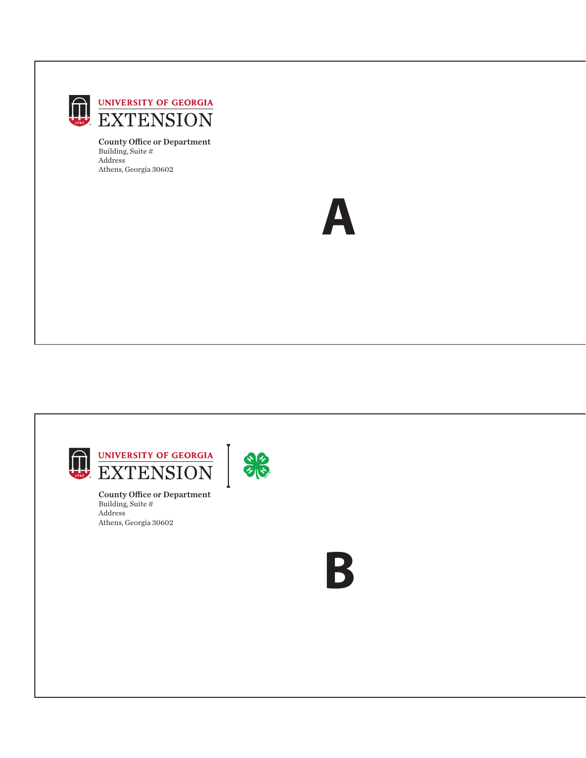UNIVERSITY OF GEORGIA
EXTENSION

**County Office or Department**
Building, Suite #
Address
Athens, Georgia 30602

# A

UNIVERSITY OF GEORGIA
EXTENSION

**County Office or Department**
Building, Suite #
Address
Athens, Georgia 30602

# B